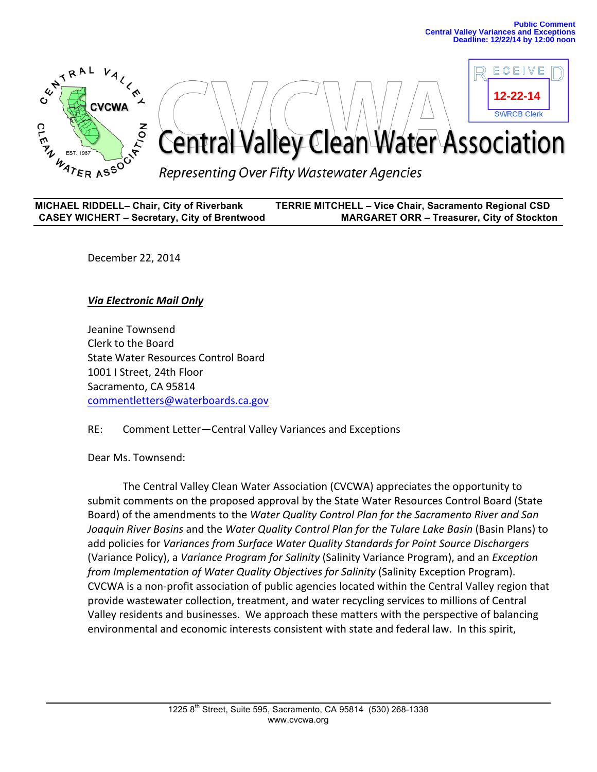Public Comment
Central Valley Variances and Exceptions
Deadline: 12/22/14 by 12:00 noon

RECEIVED
12-22-14
SWRCB Clerk

# Central Valley Clean Water Association

*Representing Over Fifty Wastewater Agencies*

**MICHAEL RIDDELL– Chair, City of Riverbank** | **TERRIE MITCHELL – Vice Chair, Sacramento Regional CSD**
**CASEY WICHERT – Secretary, City of Brentwood** | **MARGARET ORR – Treasurer, City of Stockton**

December 22, 2014

***Via Electronic Mail Only***

Jeanine Townsend
Clerk to the Board
State Water Resources Control Board
1001 I Street, 24th Floor
Sacramento, CA 95814
commentletters@waterboards.ca.gov

RE: Comment Letter—Central Valley Variances and Exceptions

Dear Ms. Townsend:

The Central Valley Clean Water Association (CVCWA) appreciates the opportunity to submit comments on the proposed approval by the State Water Resources Control Board (State Board) of the amendments to the *Water Quality Control Plan for the Sacramento River and San Joaquin River Basins* and the *Water Quality Control Plan for the Tulare Lake Basin* (Basin Plans) to add policies for *Variances from Surface Water Quality Standards for Point Source Dischargers* (Variance Policy), a *Variance Program for Salinity* (Salinity Variance Program), and an *Exception from Implementation of Water Quality Objectives for Salinity* (Salinity Exception Program). CVCWA is a non-profit association of public agencies located within the Central Valley region that provide wastewater collection, treatment, and water recycling services to millions of Central Valley residents and businesses. We approach these matters with the perspective of balancing environmental and economic interests consistent with state and federal law. In this spirit,

1225 8th Street, Suite 595, Sacramento, CA 95814 (530) 268-1338
www.cvcwa.org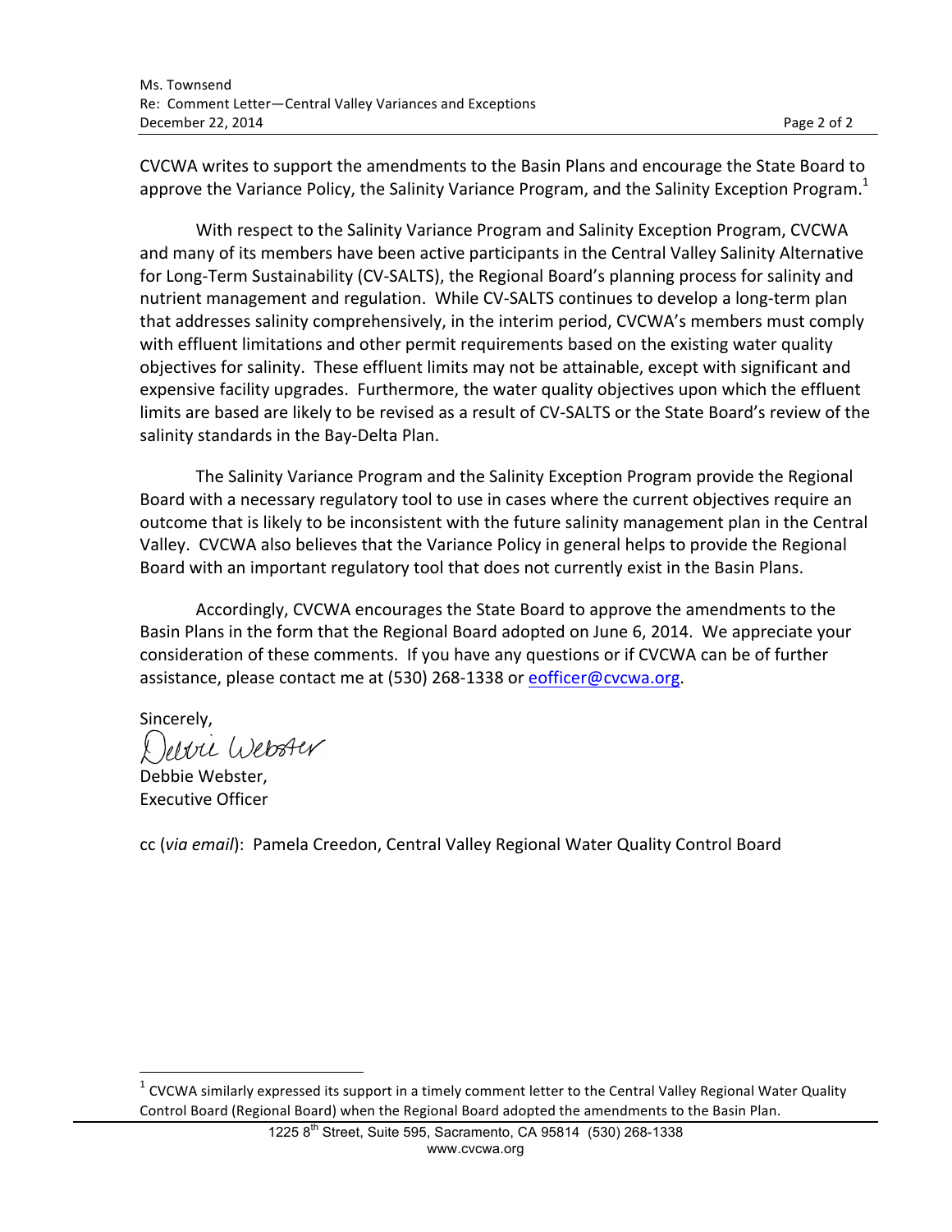CVCWA writes to support the amendments to the Basin Plans and encourage the State Board to approve the Variance Policy, the Salinity Variance Program, and the Salinity Exception Program.[1]

With respect to the Salinity Variance Program and Salinity Exception Program, CVCWA and many of its members have been active participants in the Central Valley Salinity Alternative for Long-Term Sustainability (CV-SALTS), the Regional Board's planning process for salinity and nutrient management and regulation. While CV-SALTS continues to develop a long-term plan that addresses salinity comprehensively, in the interim period, CVCWA's members must comply with effluent limitations and other permit requirements based on the existing water quality objectives for salinity. These effluent limits may not be attainable, except with significant and expensive facility upgrades. Furthermore, the water quality objectives upon which the effluent limits are based are likely to be revised as a result of CV-SALTS or the State Board's review of the salinity standards in the Bay-Delta Plan.

The Salinity Variance Program and the Salinity Exception Program provide the Regional Board with a necessary regulatory tool to use in cases where the current objectives require an outcome that is likely to be inconsistent with the future salinity management plan in the Central Valley. CVCWA also believes that the Variance Policy in general helps to provide the Regional Board with an important regulatory tool that does not currently exist in the Basin Plans.

Accordingly, CVCWA encourages the State Board to approve the amendments to the Basin Plans in the form that the Regional Board adopted on June 6, 2014. We appreciate your consideration of these comments. If you have any questions or if CVCWA can be of further assistance, please contact me at (530) 268-1338 or eofficer@cvcwa.org.

Sincerely,

Debbie Webster

Debbie Webster,
Executive Officer

cc (*via email*): Pamela Creedon, Central Valley Regional Water Quality Control Board

[1] CVCWA similarly expressed its support in a timely comment letter to the Central Valley Regional Water Quality Control Board (Regional Board) when the Regional Board adopted the amendments to the Basin Plan.